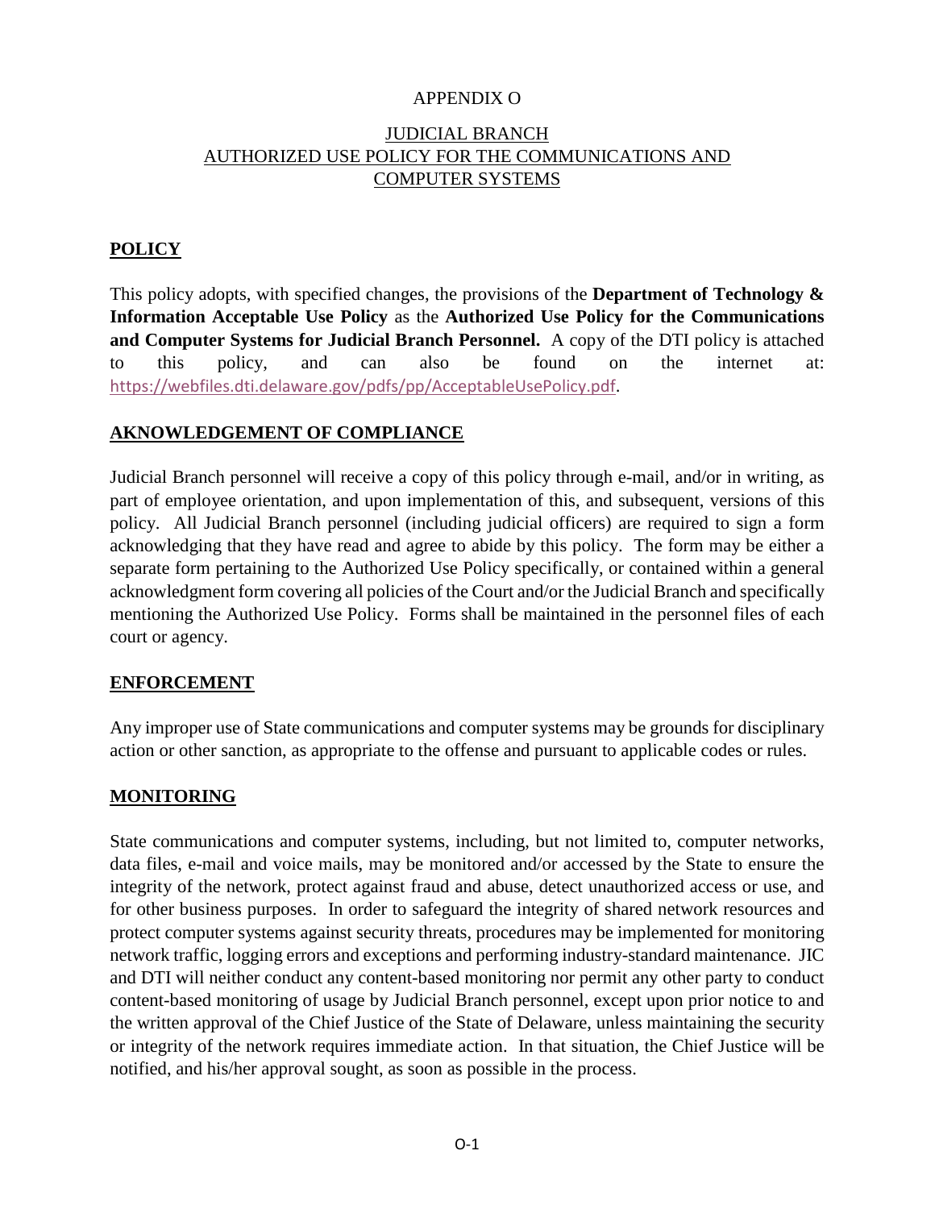APPENDIX O

# JUDICIAL BRANCH AUTHORIZED USE POLICY FOR THE COMMUNICATIONS AND COMPUTER SYSTEMS

## POLICY

This policy adopts, with specified changes, the provisions of the **Department of Technology & Information Acceptable Use Policy** as the **Authorized Use Policy for the Communications and Computer Systems for Judicial Branch Personnel.** A copy of the DTI policy is attached to this policy, and can also be found on the internet at: https://webfiles.dti.delaware.gov/pdfs/pp/AcceptableUsePolicy.pdf.

## AKNOWLEDGEMENT OF COMPLIANCE

Judicial Branch personnel will receive a copy of this policy through e-mail, and/or in writing, as part of employee orientation, and upon implementation of this, and subsequent, versions of this policy. All Judicial Branch personnel (including judicial officers) are required to sign a form acknowledging that they have read and agree to abide by this policy. The form may be either a separate form pertaining to the Authorized Use Policy specifically, or contained within a general acknowledgment form covering all policies of the Court and/or the Judicial Branch and specifically mentioning the Authorized Use Policy. Forms shall be maintained in the personnel files of each court or agency.

## ENFORCEMENT

Any improper use of State communications and computer systems may be grounds for disciplinary action or other sanction, as appropriate to the offense and pursuant to applicable codes or rules.

## MONITORING

State communications and computer systems, including, but not limited to, computer networks, data files, e-mail and voice mails, may be monitored and/or accessed by the State to ensure the integrity of the network, protect against fraud and abuse, detect unauthorized access or use, and for other business purposes. In order to safeguard the integrity of shared network resources and protect computer systems against security threats, procedures may be implemented for monitoring network traffic, logging errors and exceptions and performing industry-standard maintenance. JIC and DTI will neither conduct any content-based monitoring nor permit any other party to conduct content-based monitoring of usage by Judicial Branch personnel, except upon prior notice to and the written approval of the Chief Justice of the State of Delaware, unless maintaining the security or integrity of the network requires immediate action. In that situation, the Chief Justice will be notified, and his/her approval sought, as soon as possible in the process.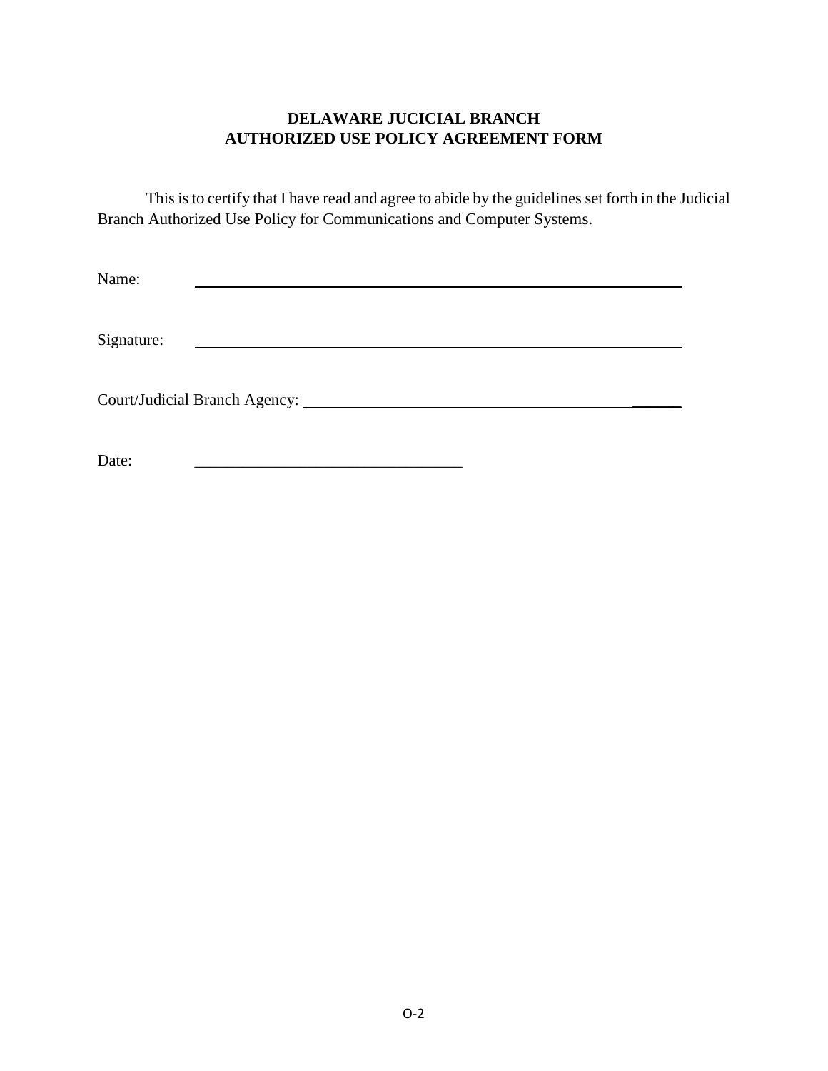**DELAWARE JUCICIAL BRANCH**
**AUTHORIZED USE POLICY AGREEMENT FORM**

This is to certify that I have read and agree to abide by the guidelines set forth in the Judicial Branch Authorized Use Policy for Communications and Computer Systems.

Name: ______________________________________________

Signature: ______________________________________________

Court/Judicial Branch Agency: ______________________________________________

Date: ________________________________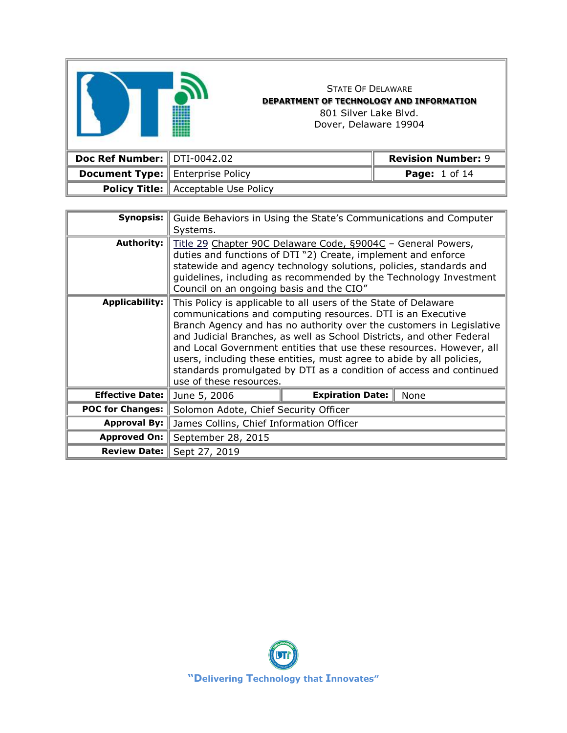STATE OF DELAWARE
**DEPARTMENT OF TECHNOLOGY AND INFORMATION**
801 Silver Lake Blvd.
Dover, Delaware 19904

| | | | |
|---|---|---|---|
| **Doc Ref Number:** | DTI-0042.02 | **Revision Number:** 9 | |
| **Document Type:** | Enterprise Policy | **Page:** 1 of 14 | |
| **Policy Title:** | Acceptable Use Policy | | |

| | | | |
|---|---|---|---|
| **Synopsis:** | Guide Behaviors in Using the State's Communications and Computer Systems. | | |
| **Authority:** | Title 29 Chapter 90C Delaware Code, §9004C – General Powers, duties and functions of DTI "2) Create, implement and enforce statewide and agency technology solutions, policies, standards and guidelines, including as recommended by the Technology Investment Council on an ongoing basis and the CIO" | | |
| **Applicability:** | This Policy is applicable to all users of the State of Delaware communications and computing resources. DTI is an Executive Branch Agency and has no authority over the customers in Legislative and Judicial Branches, as well as School Districts, and other Federal and Local Government entities that use these resources. However, all users, including these entities, must agree to abide by all policies, standards promulgated by DTI as a condition of access and continued use of these resources. | | |
| **Effective Date:** | June 5, 2006 | **Expiration Date:** | None |
| **POC for Changes:** | Solomon Adote, Chief Security Officer | | |
| **Approval By:** | James Collins, Chief Information Officer | | |
| **Approved On:** | September 28, 2015 | | |
| **Review Date:** | Sept 27, 2019 | | |

**"Delivering Technology that Innovates"**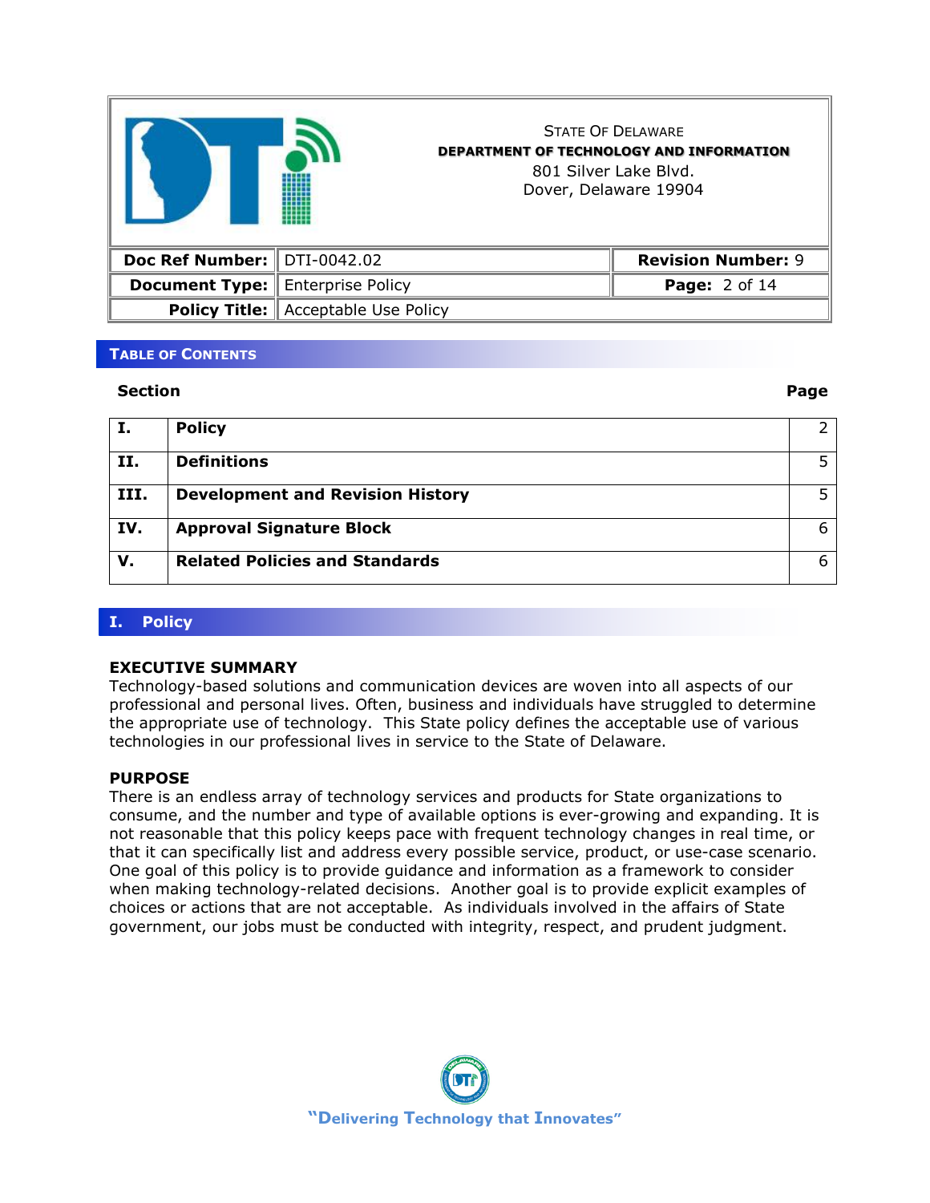| Doc Ref Number: | DTI-0042.02 | Revision Number: 9 |
| --- | --- | --- |
| Document Type: | Enterprise Policy | |
| Policy Title: | Acceptable Use Policy | |

## Table of Contents

| Section | | Page |
| --- | --- | --- |
| I. | Policy | 2 |
| II. | Definitions | 5 |
| III. | Development and Revision History | 5 |
| IV. | Approval Signature Block | 6 |
| V. | Related Policies and Standards | 6 |

## I. Policy

### EXECUTIVE SUMMARY

Technology-based solutions and communication devices are woven into all aspects of our professional and personal lives. Often, business and individuals have struggled to determine the appropriate use of technology. This State policy defines the acceptable use of various technologies in our professional lives in service to the State of Delaware.

### PURPOSE

There is an endless array of technology services and products for State organizations to consume, and the number and type of available options is ever-growing and expanding. It is not reasonable that this policy keeps pace with frequent technology changes in real time, or that it can specifically list and address every possible service, product, or use-case scenario. One goal of this policy is to provide guidance and information as a framework to consider when making technology-related decisions. Another goal is to provide explicit examples of choices or actions that are not acceptable. As individuals involved in the affairs of State government, our jobs must be conducted with integrity, respect, and prudent judgment.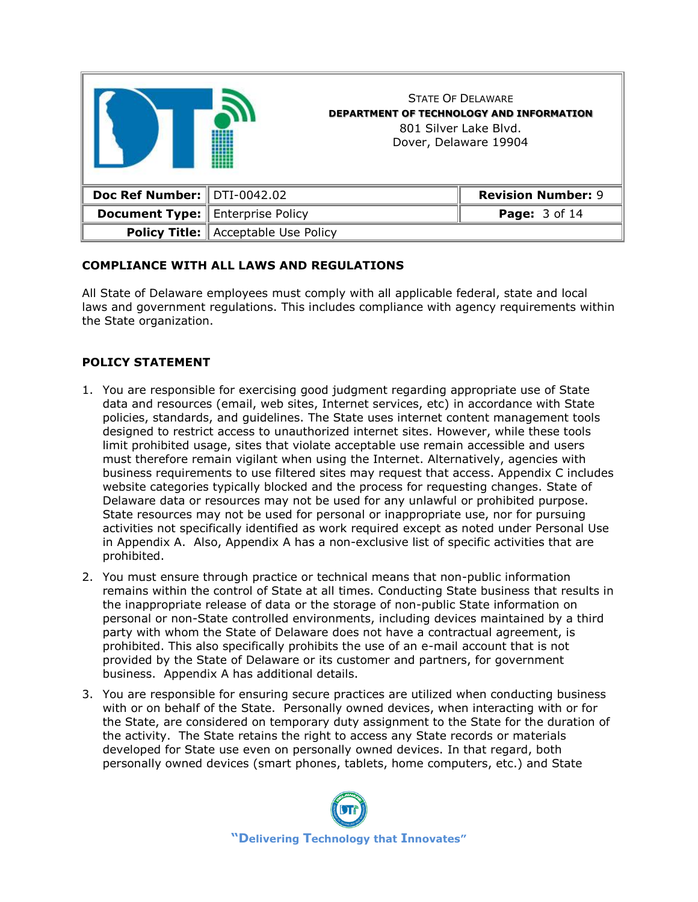## COMPLIANCE WITH ALL LAWS AND REGULATIONS

All State of Delaware employees must comply with all applicable federal, state and local laws and government regulations. This includes compliance with agency requirements within the State organization.

## POLICY STATEMENT

1. You are responsible for exercising good judgment regarding appropriate use of State data and resources (email, web sites, Internet services, etc) in accordance with State policies, standards, and guidelines. The State uses internet content management tools designed to restrict access to unauthorized internet sites. However, while these tools limit prohibited usage, sites that violate acceptable use remain accessible and users must therefore remain vigilant when using the Internet. Alternatively, agencies with business requirements to use filtered sites may request that access. Appendix C includes website categories typically blocked and the process for requesting changes. State of Delaware data or resources may not be used for any unlawful or prohibited purpose. State resources may not be used for personal or inappropriate use, nor for pursuing activities not specifically identified as work required except as noted under Personal Use in Appendix A. Also, Appendix A has a non-exclusive list of specific activities that are prohibited.
2. You must ensure through practice or technical means that non-public information remains within the control of State at all times. Conducting State business that results in the inappropriate release of data or the storage of non-public State information on personal or non-State controlled environments, including devices maintained by a third party with whom the State of Delaware does not have a contractual agreement, is prohibited. This also specifically prohibits the use of an e-mail account that is not provided by the State of Delaware or its customer and partners, for government business. Appendix A has additional details.
3. You are responsible for ensuring secure practices are utilized when conducting business with or on behalf of the State. Personally owned devices, when interacting with or for the State, are considered on temporary duty assignment to the State for the duration of the activity. The State retains the right to access any State records or materials developed for State use even on personally owned devices. In that regard, both personally owned devices (smart phones, tablets, home computers, etc.) and State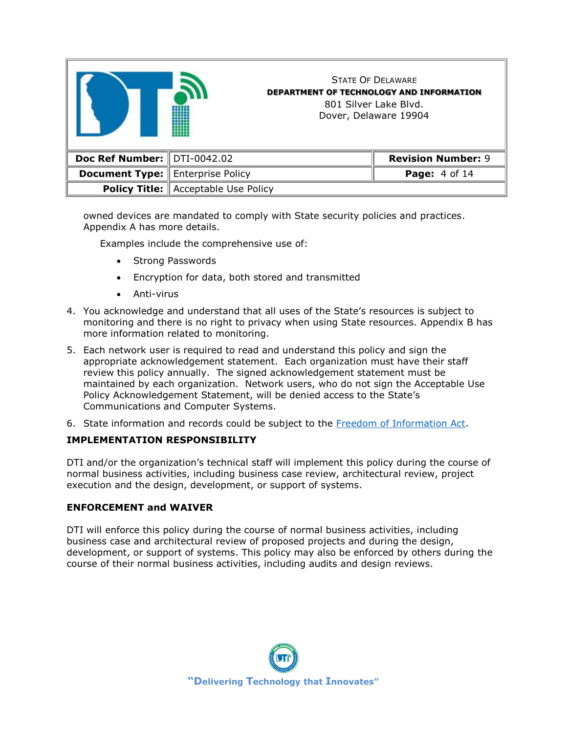owned devices are mandated to comply with State security policies and practices. Appendix A has more details.

Examples include the comprehensive use of:

- Strong Passwords
- Encryption for data, both stored and transmitted
- Anti-virus

4. You acknowledge and understand that all uses of the State's resources is subject to monitoring and there is no right to privacy when using State resources. Appendix B has more information related to monitoring.
5. Each network user is required to read and understand this policy and sign the appropriate acknowledgement statement. Each organization must have their staff review this policy annually. The signed acknowledgement statement must be maintained by each organization. Network users, who do not sign the Acceptable Use Policy Acknowledgement Statement, will be denied access to the State's Communications and Computer Systems.
6. State information and records could be subject to the Freedom of Information Act.

**IMPLEMENTATION RESPONSIBILITY**

DTI and/or the organization's technical staff will implement this policy during the course of normal business activities, including business case review, architectural review, project execution and the design, development, or support of systems.

**ENFORCEMENT and WAIVER**

DTI will enforce this policy during the course of normal business activities, including business case and architectural review of proposed projects and during the design, development, or support of systems. This policy may also be enforced by others during the course of their normal business activities, including audits and design reviews.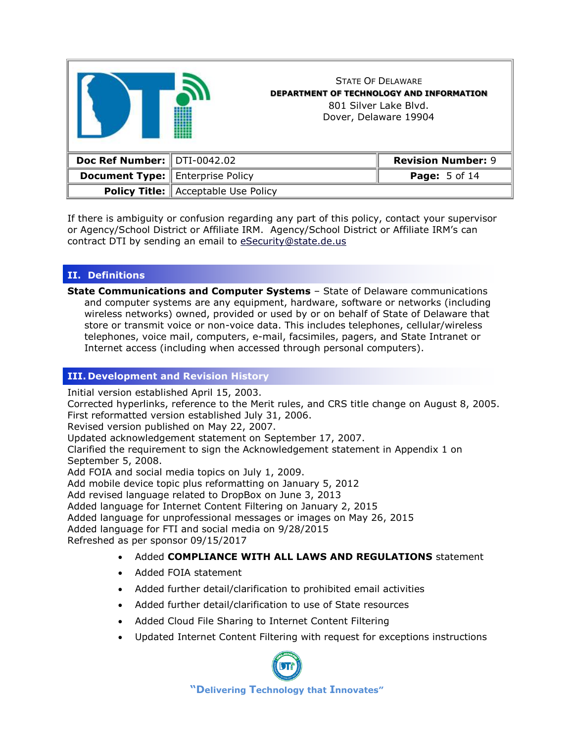If there is ambiguity or confusion regarding any part of this policy, contact your supervisor or Agency/School District or Affiliate IRM. Agency/School District or Affiliate IRM's can contract DTI by sending an email to eSecurity@state.de.us

## II. Definitions

**State Communications and Computer Systems** – State of Delaware communications and computer systems are any equipment, hardware, software or networks (including wireless networks) owned, provided or used by or on behalf of State of Delaware that store or transmit voice or non-voice data. This includes telephones, cellular/wireless telephones, voice mail, computers, e-mail, facsimiles, pagers, and State Intranet or Internet access (including when accessed through personal computers).

## III. Development and Revision History

Initial version established April 15, 2003.
Corrected hyperlinks, reference to the Merit rules, and CRS title change on August 8, 2005.
First reformatted version established July 31, 2006.
Revised version published on May 22, 2007.
Updated acknowledgement statement on September 17, 2007.
Clarified the requirement to sign the Acknowledgement statement in Appendix 1 on September 5, 2008.
Add FOIA and social media topics on July 1, 2009.
Add mobile device topic plus reformatting on January 5, 2012
Add revised language related to DropBox on June 3, 2013
Added language for Internet Content Filtering on January 2, 2015
Added language for unprofessional messages or images on May 26, 2015
Added language for FTI and social media on 9/28/2015
Refreshed as per sponsor 09/15/2017

- Added **COMPLIANCE WITH ALL LAWS AND REGULATIONS** statement
- Added FOIA statement
- Added further detail/clarification to prohibited email activities
- Added further detail/clarification to use of State resources
- Added Cloud File Sharing to Internet Content Filtering
- Updated Internet Content Filtering with request for exceptions instructions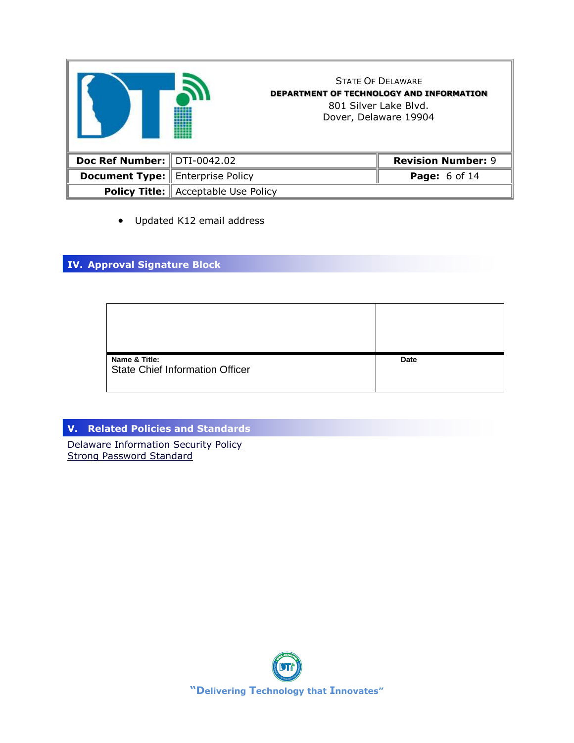- Updated K12 email address

## IV. Approval Signature Block

| | |
|---|---|
| **Name & Title:** State Chief Information Officer | **Date** |

## V. Related Policies and Standards

Delaware Information Security Policy
Strong Password Standard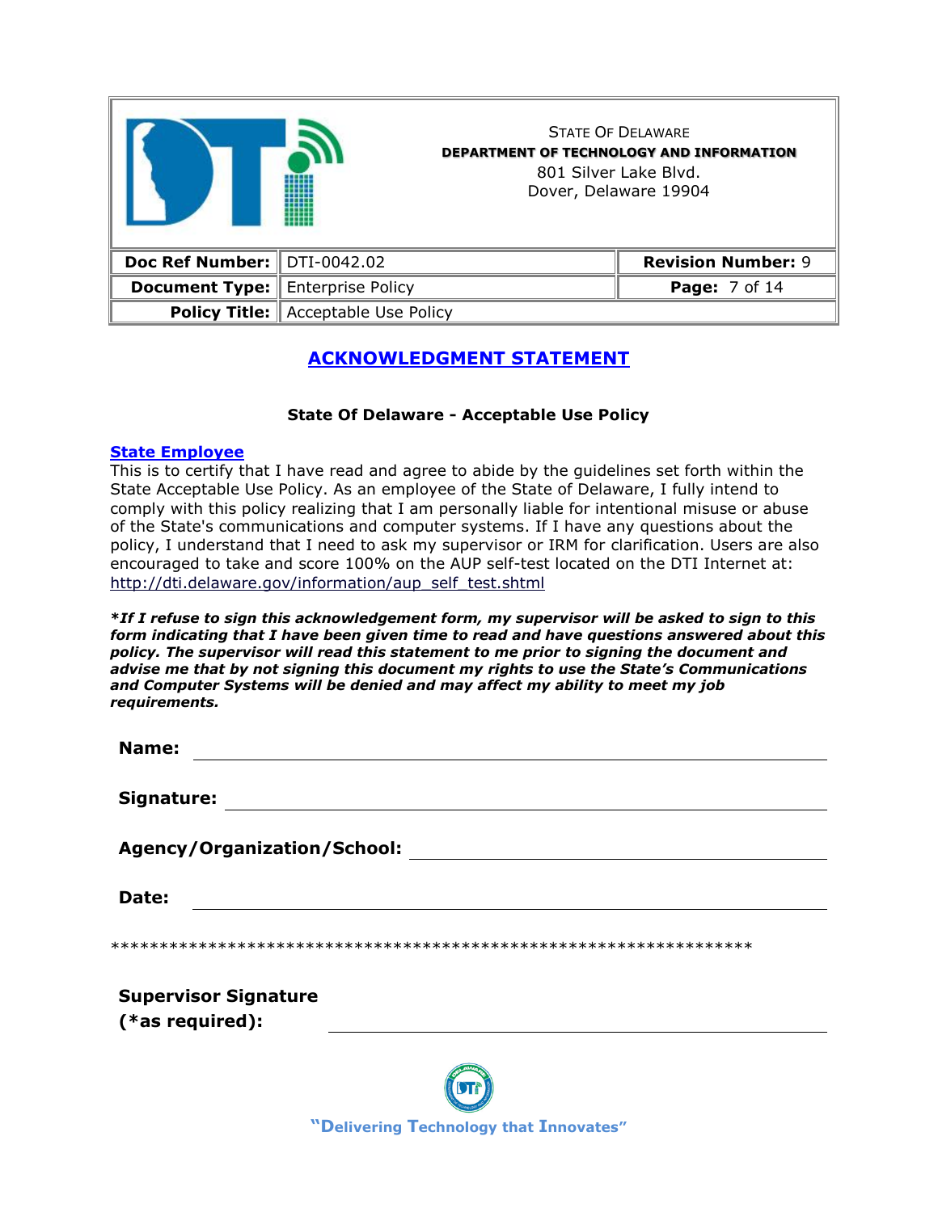STATE OF DELAWARE
**DEPARTMENT OF TECHNOLOGY AND INFORMATION**
801 Silver Lake Blvd.
Dover, Delaware 19904

| **Doc Ref Number:** | DTI-0042.02 | **Revision Number:** 9 |
|---|---|---|
| **Document Type:** | Enterprise Policy | **Page:** 7 of 14 |
| **Policy Title:** | Acceptable Use Policy | |

## ACKNOWLEDGMENT STATEMENT

**State Of Delaware - Acceptable Use Policy**

**State Employee**

This is to certify that I have read and agree to abide by the guidelines set forth within the State Acceptable Use Policy. As an employee of the State of Delaware, I fully intend to comply with this policy realizing that I am personally liable for intentional misuse or abuse of the State's communications and computer systems. If I have any questions about the policy, I understand that I need to ask my supervisor or IRM for clarification. Users are also encouraged to take and score 100% on the AUP self-test located on the DTI Internet at: http://dti.delaware.gov/information/aup_self_test.shtml

***\*If I refuse to sign this acknowledgement form, my supervisor will be asked to sign to this form indicating that I have been given time to read and have questions answered about this policy. The supervisor will read this statement to me prior to signing the document and advise me that by not signing this document my rights to use the State's Communications and Computer Systems will be denied and may affect my ability to meet my job requirements.***

**Name:** ______________________________

**Signature:** ______________________________

**Agency/Organization/School:** ______________________________

**Date:** ______________________________

*******************************************************************

**Supervisor Signature (*as required):** ______________________________

"Delivering Technology that Innovates"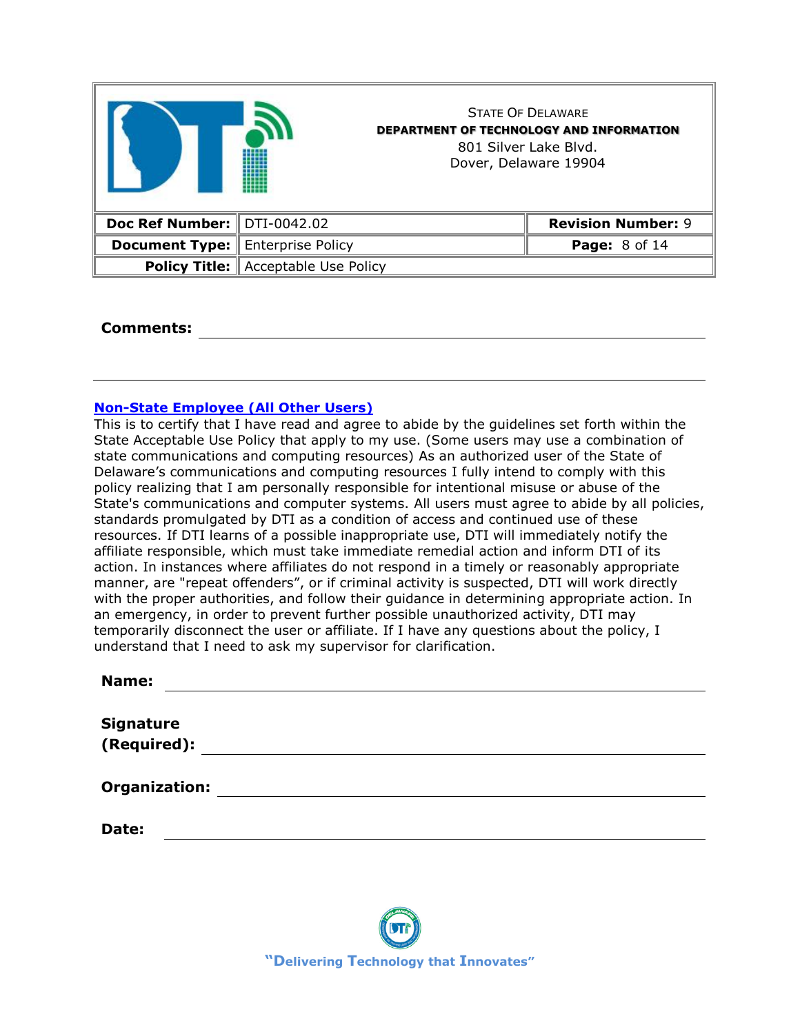**Comments:** \_\_\_\_\_\_\_\_\_\_\_\_\_\_\_\_\_\_\_\_\_\_\_\_\_\_\_\_\_\_\_\_\_\_\_\_\_\_\_\_\_\_\_\_

---

**Non-State Employee (All Other Users)**

This is to certify that I have read and agree to abide by the guidelines set forth within the State Acceptable Use Policy that apply to my use. (Some users may use a combination of state communications and computing resources) As an authorized user of the State of Delaware's communications and computing resources I fully intend to comply with this policy realizing that I am personally responsible for intentional misuse or abuse of the State's communications and computer systems. All users must agree to abide by all policies, standards promulgated by DTI as a condition of access and continued use of these resources. If DTI learns of a possible inappropriate use, DTI will immediately notify the affiliate responsible, which must take immediate remedial action and inform DTI of its action. In instances where affiliates do not respond in a timely or reasonably appropriate manner, are "repeat offenders", or if criminal activity is suspected, DTI will work directly with the proper authorities, and follow their guidance in determining appropriate action. In an emergency, in order to prevent further possible unauthorized activity, DTI may temporarily disconnect the user or affiliate. If I have any questions about the policy, I understand that I need to ask my supervisor for clarification.

**Name:** \_\_\_\_\_\_\_\_\_\_\_\_\_\_\_\_\_\_\_\_\_\_\_\_\_\_\_\_\_\_\_\_\_\_\_\_\_\_\_\_\_\_\_\_

**Signature (Required):** \_\_\_\_\_\_\_\_\_\_\_\_\_\_\_\_\_\_\_\_\_\_\_\_\_\_\_\_\_\_\_\_\_\_\_\_\_\_\_\_\_\_\_\_

**Organization:** \_\_\_\_\_\_\_\_\_\_\_\_\_\_\_\_\_\_\_\_\_\_\_\_\_\_\_\_\_\_\_\_\_\_\_\_\_\_\_\_\_\_\_\_

**Date:** \_\_\_\_\_\_\_\_\_\_\_\_\_\_\_\_\_\_\_\_\_\_\_\_\_\_\_\_\_\_\_\_\_\_\_\_\_\_\_\_\_\_\_\_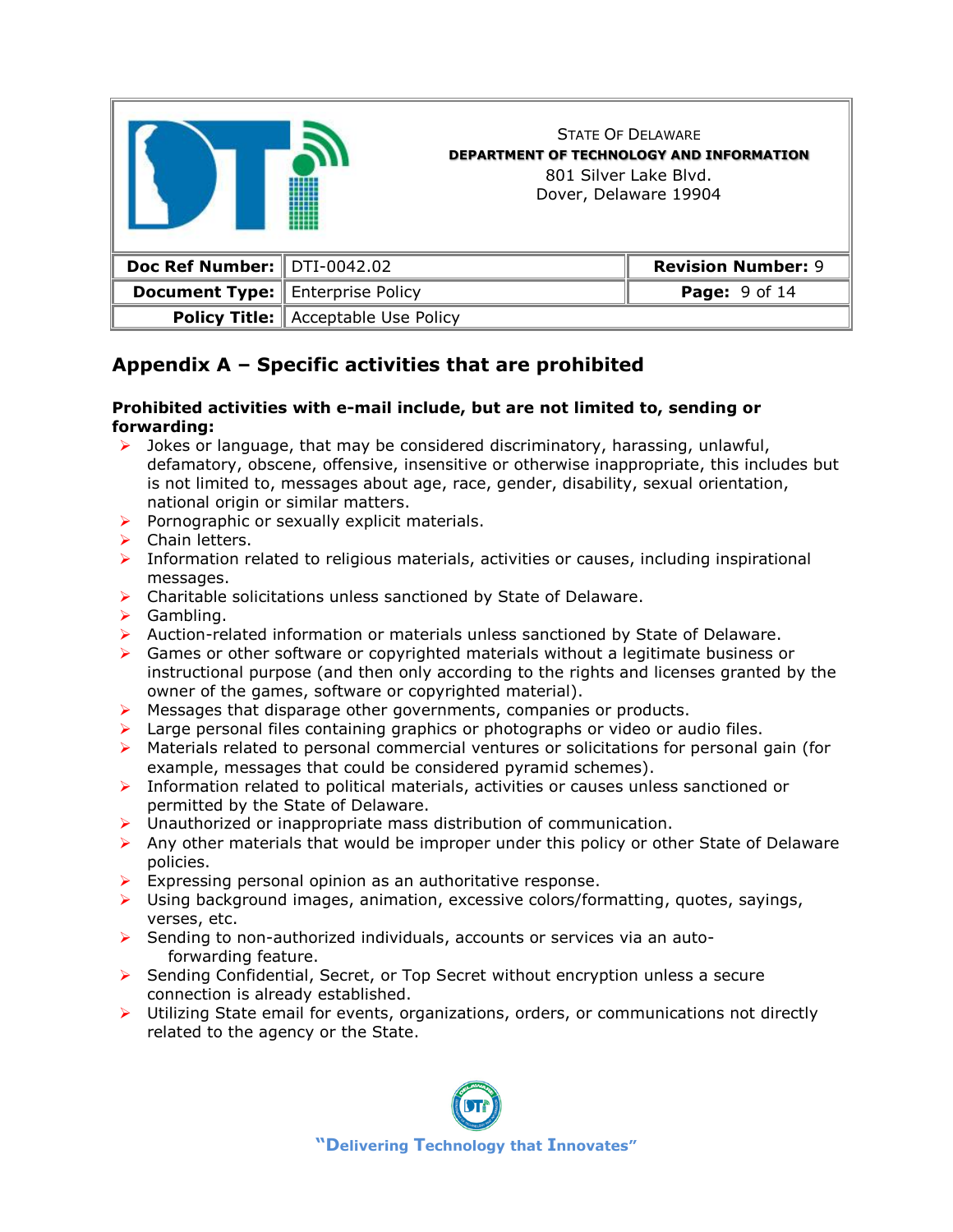## Appendix A – Specific activities that are prohibited

**Prohibited activities with e-mail include, but are not limited to, sending or forwarding:**

- Jokes or language, that may be considered discriminatory, harassing, unlawful, defamatory, obscene, offensive, insensitive or otherwise inappropriate, this includes but is not limited to, messages about age, race, gender, disability, sexual orientation, national origin or similar matters.
- Pornographic or sexually explicit materials.
- Chain letters.
- Information related to religious materials, activities or causes, including inspirational messages.
- Charitable solicitations unless sanctioned by State of Delaware.
- Gambling.
- Auction-related information or materials unless sanctioned by State of Delaware.
- Games or other software or copyrighted materials without a legitimate business or instructional purpose (and then only according to the rights and licenses granted by the owner of the games, software or copyrighted material).
- Messages that disparage other governments, companies or products.
- Large personal files containing graphics or photographs or video or audio files.
- Materials related to personal commercial ventures or solicitations for personal gain (for example, messages that could be considered pyramid schemes).
- Information related to political materials, activities or causes unless sanctioned or permitted by the State of Delaware.
- Unauthorized or inappropriate mass distribution of communication.
- Any other materials that would be improper under this policy or other State of Delaware policies.
- Expressing personal opinion as an authoritative response.
- Using background images, animation, excessive colors/formatting, quotes, sayings, verses, etc.
- Sending to non-authorized individuals, accounts or services via an auto-forwarding feature.
- Sending Confidential, Secret, or Top Secret without encryption unless a secure connection is already established.
- Utilizing State email for events, organizations, orders, or communications not directly related to the agency or the State.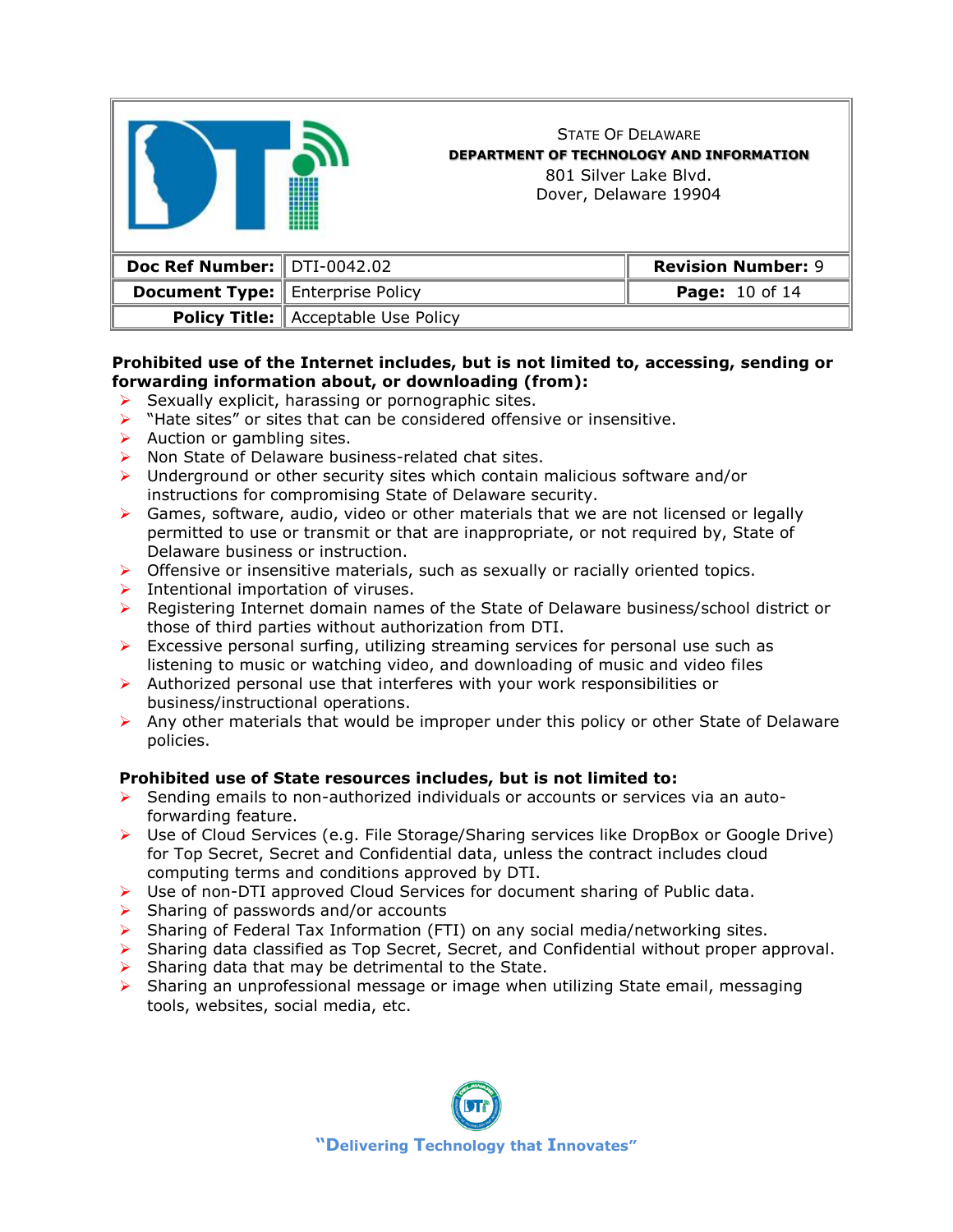**Prohibited use of the Internet includes, but is not limited to, accessing, sending or forwarding information about, or downloading (from):**

- Sexually explicit, harassing or pornographic sites.
- "Hate sites" or sites that can be considered offensive or insensitive.
- Auction or gambling sites.
- Non State of Delaware business-related chat sites.
- Underground or other security sites which contain malicious software and/or instructions for compromising State of Delaware security.
- Games, software, audio, video or other materials that we are not licensed or legally permitted to use or transmit or that are inappropriate, or not required by, State of Delaware business or instruction.
- Offensive or insensitive materials, such as sexually or racially oriented topics.
- Intentional importation of viruses.
- Registering Internet domain names of the State of Delaware business/school district or those of third parties without authorization from DTI.
- Excessive personal surfing, utilizing streaming services for personal use such as listening to music or watching video, and downloading of music and video files
- Authorized personal use that interferes with your work responsibilities or business/instructional operations.
- Any other materials that would be improper under this policy or other State of Delaware policies.

**Prohibited use of State resources includes, but is not limited to:**

- Sending emails to non-authorized individuals or accounts or services via an auto-forwarding feature.
- Use of Cloud Services (e.g. File Storage/Sharing services like DropBox or Google Drive) for Top Secret, Secret and Confidential data, unless the contract includes cloud computing terms and conditions approved by DTI.
- Use of non-DTI approved Cloud Services for document sharing of Public data.
- Sharing of passwords and/or accounts
- Sharing of Federal Tax Information (FTI) on any social media/networking sites.
- Sharing data classified as Top Secret, Secret, and Confidential without proper approval.
- Sharing data that may be detrimental to the State.
- Sharing an unprofessional message or image when utilizing State email, messaging tools, websites, social media, etc.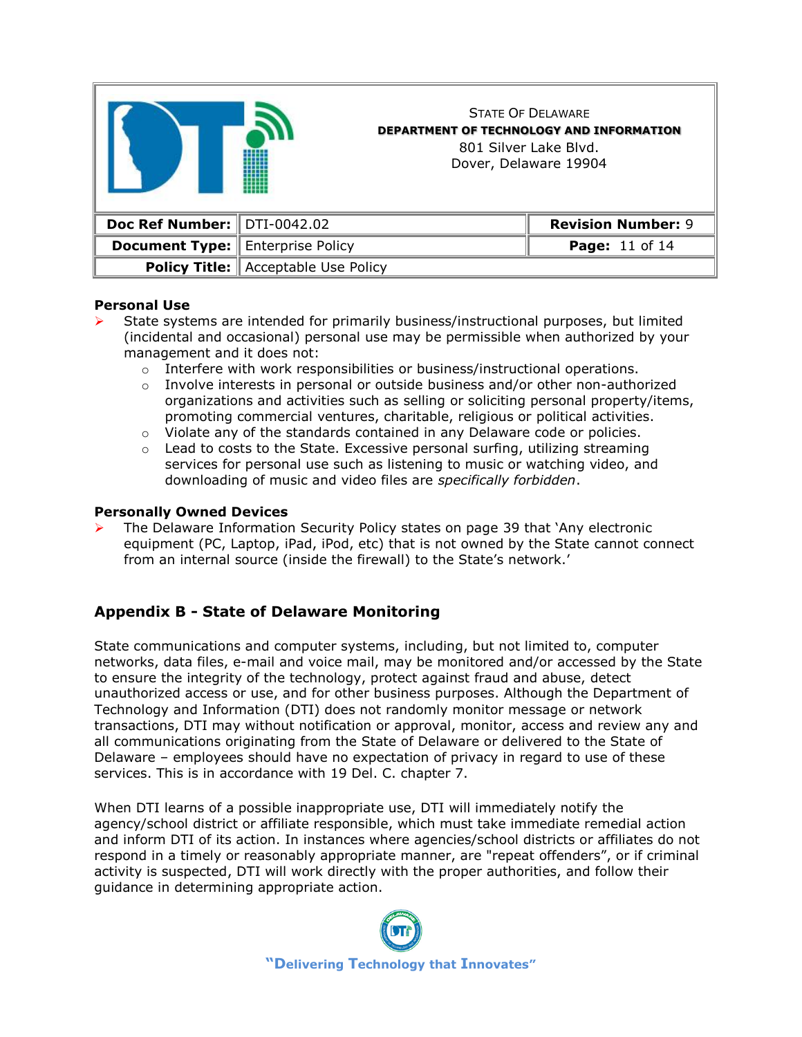**Personal Use**

- State systems are intended for primarily business/instructional purposes, but limited (incidental and occasional) personal use may be permissible when authorized by your management and it does not:
    - Interfere with work responsibilities or business/instructional operations.
    - Involve interests in personal or outside business and/or other non-authorized organizations and activities such as selling or soliciting personal property/items, promoting commercial ventures, charitable, religious or political activities.
    - Violate any of the standards contained in any Delaware code or policies.
    - Lead to costs to the State. Excessive personal surfing, utilizing streaming services for personal use such as listening to music or watching video, and downloading of music and video files are *specifically forbidden*.

**Personally Owned Devices**

- The Delaware Information Security Policy states on page 39 that 'Any electronic equipment (PC, Laptop, iPad, iPod, etc) that is not owned by the State cannot connect from an internal source (inside the firewall) to the State's network.'

## Appendix B - State of Delaware Monitoring

State communications and computer systems, including, but not limited to, computer networks, data files, e-mail and voice mail, may be monitored and/or accessed by the State to ensure the integrity of the technology, protect against fraud and abuse, detect unauthorized access or use, and for other business purposes. Although the Department of Technology and Information (DTI) does not randomly monitor message or network transactions, DTI may without notification or approval, monitor, access and review any and all communications originating from the State of Delaware or delivered to the State of Delaware – employees should have no expectation of privacy in regard to use of these services. This is in accordance with 19 Del. C. chapter 7.

When DTI learns of a possible inappropriate use, DTI will immediately notify the agency/school district or affiliate responsible, which must take immediate remedial action and inform DTI of its action. In instances where agencies/school districts or affiliates do not respond in a timely or reasonably appropriate manner, are "repeat offenders", or if criminal activity is suspected, DTI will work directly with the proper authorities, and follow their guidance in determining appropriate action.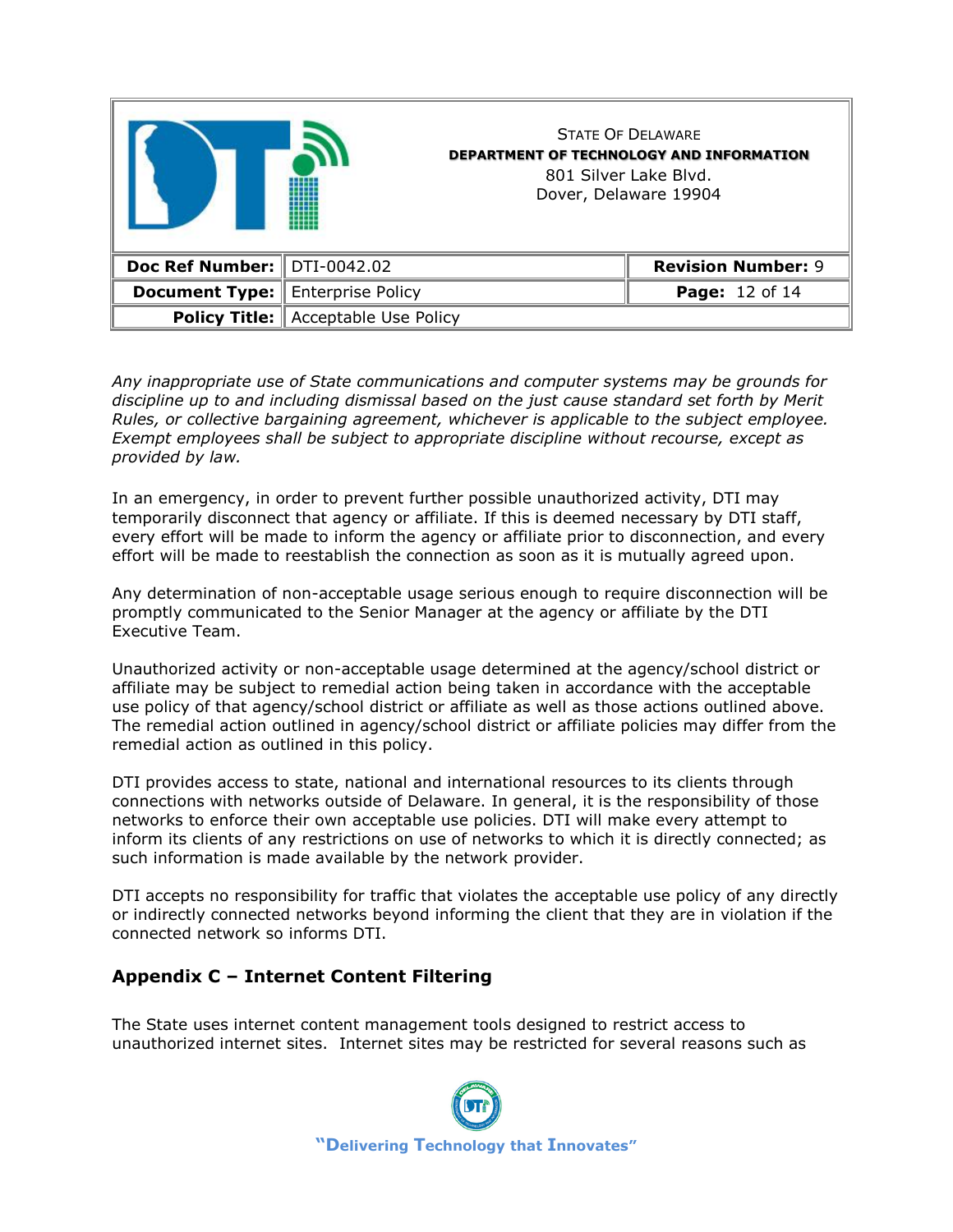*Any inappropriate use of State communications and computer systems may be grounds for discipline up to and including dismissal based on the just cause standard set forth by Merit Rules, or collective bargaining agreement, whichever is applicable to the subject employee. Exempt employees shall be subject to appropriate discipline without recourse, except as provided by law.*

In an emergency, in order to prevent further possible unauthorized activity, DTI may temporarily disconnect that agency or affiliate. If this is deemed necessary by DTI staff, every effort will be made to inform the agency or affiliate prior to disconnection, and every effort will be made to reestablish the connection as soon as it is mutually agreed upon.

Any determination of non-acceptable usage serious enough to require disconnection will be promptly communicated to the Senior Manager at the agency or affiliate by the DTI Executive Team.

Unauthorized activity or non-acceptable usage determined at the agency/school district or affiliate may be subject to remedial action being taken in accordance with the acceptable use policy of that agency/school district or affiliate as well as those actions outlined above. The remedial action outlined in agency/school district or affiliate policies may differ from the remedial action as outlined in this policy.

DTI provides access to state, national and international resources to its clients through connections with networks outside of Delaware. In general, it is the responsibility of those networks to enforce their own acceptable use policies. DTI will make every attempt to inform its clients of any restrictions on use of networks to which it is directly connected; as such information is made available by the network provider.

DTI accepts no responsibility for traffic that violates the acceptable use policy of any directly or indirectly connected networks beyond informing the client that they are in violation if the connected network so informs DTI.

## Appendix C – Internet Content Filtering

The State uses internet content management tools designed to restrict access to unauthorized internet sites. Internet sites may be restricted for several reasons such as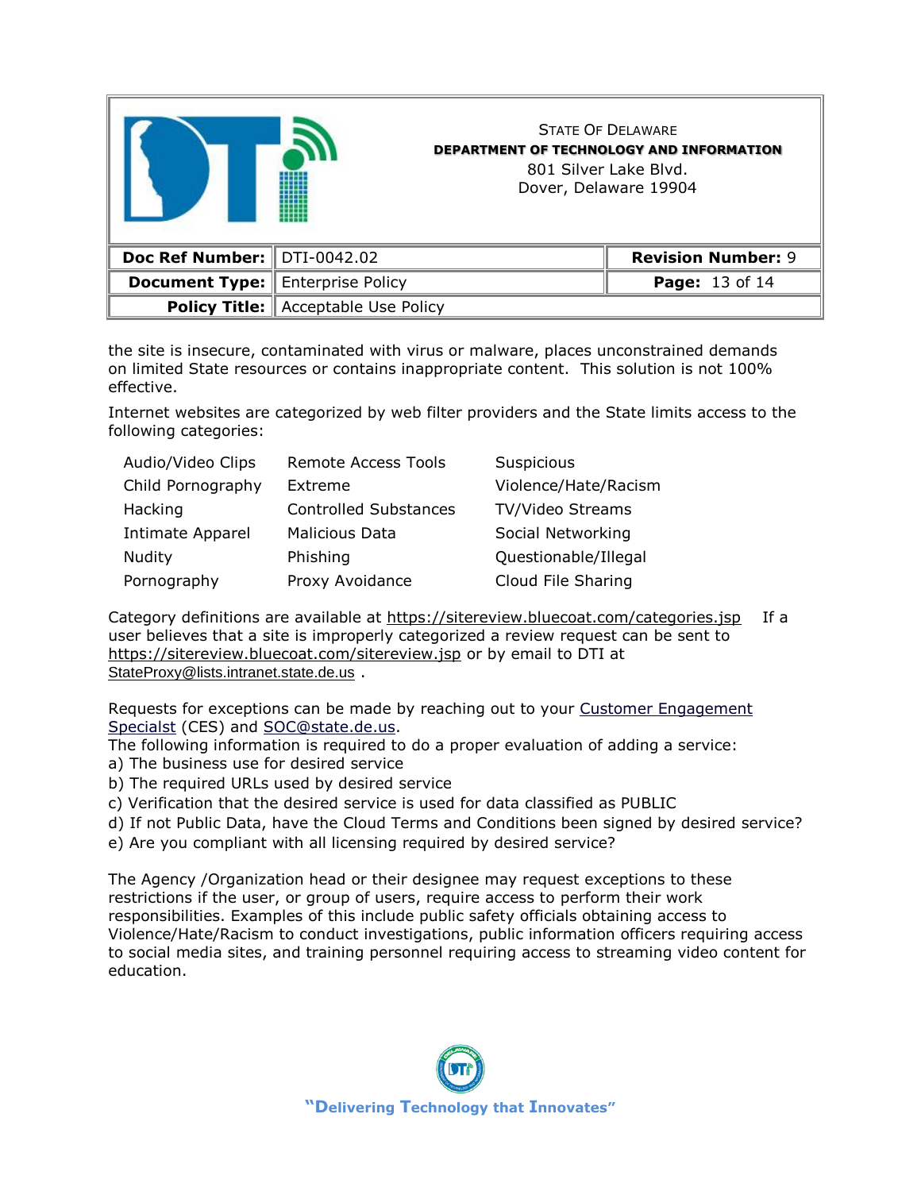the site is insecure, contaminated with virus or malware, places unconstrained demands on limited State resources or contains inappropriate content. This solution is not 100% effective.

Internet websites are categorized by web filter providers and the State limits access to the following categories:

| | | |
|---|---|---|
| Audio/Video Clips | Remote Access Tools | Suspicious |
| Child Pornography | Extreme | Violence/Hate/Racism |
| Hacking | Controlled Substances | TV/Video Streams |
| Intimate Apparel | Malicious Data | Social Networking |
| Nudity | Phishing | Questionable/Illegal |
| Pornography | Proxy Avoidance | Cloud File Sharing |

Category definitions are available at https://sitereview.bluecoat.com/categories.jsp If a user believes that a site is improperly categorized a review request can be sent to https://sitereview.bluecoat.com/sitereview.jsp or by email to DTI at StateProxy@lists.intranet.state.de.us .

Requests for exceptions can be made by reaching out to your Customer Engagement Specialst (CES) and SOC@state.de.us.
The following information is required to do a proper evaluation of adding a service:
a) The business use for desired service
b) The required URLs used by desired service
c) Verification that the desired service is used for data classified as PUBLIC
d) If not Public Data, have the Cloud Terms and Conditions been signed by desired service?
e) Are you compliant with all licensing required by desired service?

The Agency /Organization head or their designee may request exceptions to these restrictions if the user, or group of users, require access to perform their work responsibilities. Examples of this include public safety officials obtaining access to Violence/Hate/Racism to conduct investigations, public information officers requiring access to social media sites, and training personnel requiring access to streaming video content for education.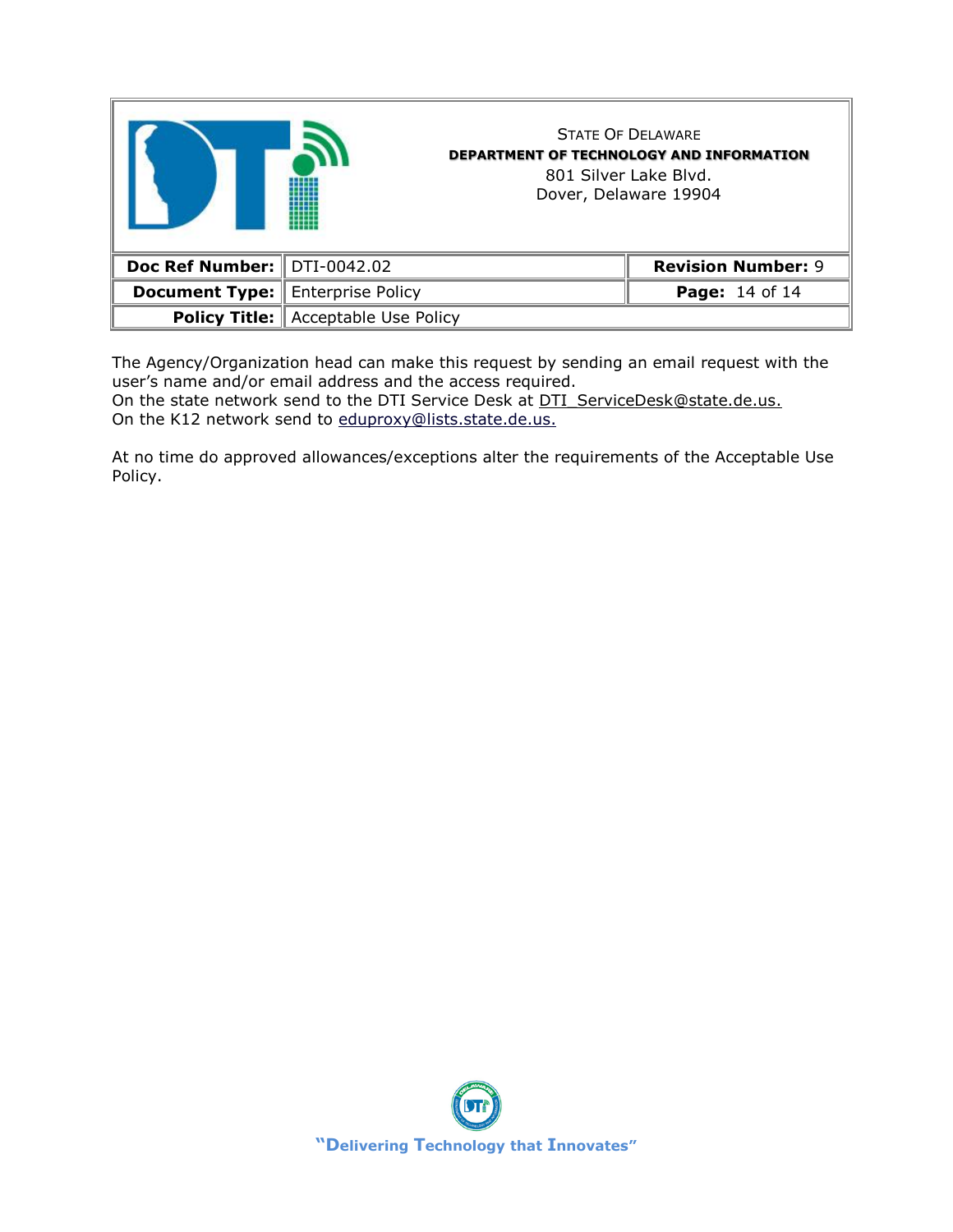The Agency/Organization head can make this request by sending an email request with the user's name and/or email address and the access required.
On the state network send to the DTI Service Desk at DTI_ServiceDesk@state.de.us.
On the K12 network send to eduproxy@lists.state.de.us.

At no time do approved allowances/exceptions alter the requirements of the Acceptable Use Policy.